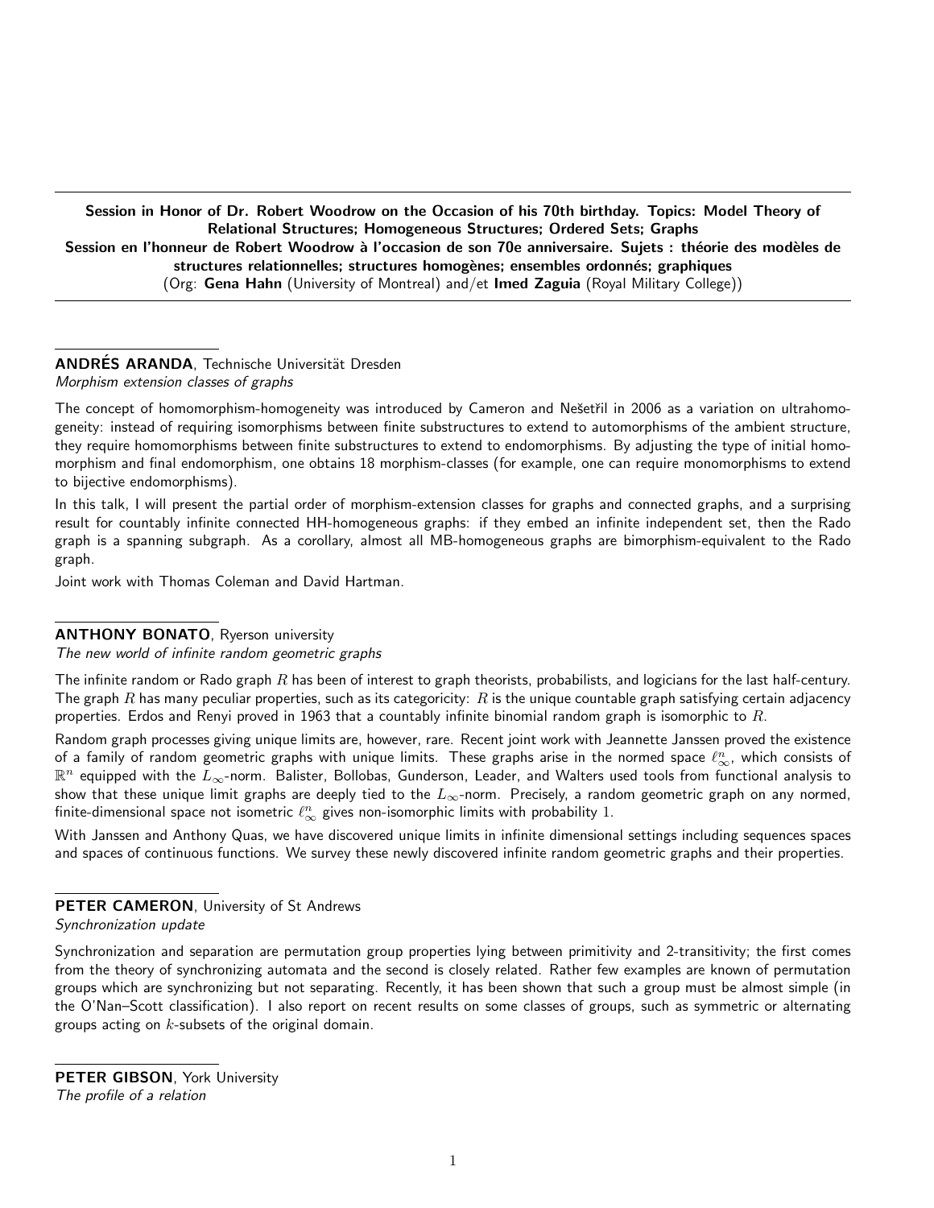**Session in Honor of Dr. Robert Woodrow on the Occasion of his 70th birthday. Topics: Model Theory of Relational Structures; Homogeneous Structures; Ordered Sets; Graphs**
**Session en l'honneur de Robert Woodrow à l'occasion de son 70e anniversaire. Sujets : théorie des modèles de structures relationnelles; structures homogènes; ensembles ordonnés; graphiques**
(Org: **Gena Hahn** (University of Montreal) and/et **Imed Zaguia** (Royal Military College))

---

**ANDRÉS ARANDA**, Technische Universität Dresden
*Morphism extension classes of graphs*

The concept of homomorphism-homogeneity was introduced by Cameron and Nešetřil in 2006 as a variation on ultrahomogeneity: instead of requiring isomorphisms between finite substructures to extend to automorphisms of the ambient structure, they require homomorphisms between finite substructures to extend to endomorphisms. By adjusting the type of initial homomorphism and final endomorphism, one obtains 18 morphism-classes (for example, one can require monomorphisms to extend to bijective endomorphisms).

In this talk, I will present the partial order of morphism-extension classes for graphs and connected graphs, and a surprising result for countably infinite connected HH-homogeneous graphs: if they embed an infinite independent set, then the Rado graph is a spanning subgraph. As a corollary, almost all MB-homogeneous graphs are bimorphism-equivalent to the Rado graph.

Joint work with Thomas Coleman and David Hartman.

---

**ANTHONY BONATO**, Ryerson university
*The new world of infinite random geometric graphs*

The infinite random or Rado graph $R$ has been of interest to graph theorists, probabilists, and logicians for the last half-century. The graph $R$ has many peculiar properties, such as its categoricity: $R$ is the unique countable graph satisfying certain adjacency properties. Erdos and Renyi proved in 1963 that a countably infinite binomial random graph is isomorphic to $R$.

Random graph processes giving unique limits are, however, rare. Recent joint work with Jeannette Janssen proved the existence of a family of random geometric graphs with unique limits. These graphs arise in the normed space $\ell_\infty^n$, which consists of $\mathbb{R}^n$ equipped with the $L_\infty$-norm. Balister, Bollobas, Gunderson, Leader, and Walters used tools from functional analysis to show that these unique limit graphs are deeply tied to the $L_\infty$-norm. Precisely, a random geometric graph on any normed, finite-dimensional space not isometric $\ell_\infty^n$ gives non-isomorphic limits with probability $1$.

With Janssen and Anthony Quas, we have discovered unique limits in infinite dimensional settings including sequences spaces and spaces of continuous functions. We survey these newly discovered infinite random geometric graphs and their properties.

---

**PETER CAMERON**, University of St Andrews
*Synchronization update*

Synchronization and separation are permutation group properties lying between primitivity and 2-transitivity; the first comes from the theory of synchronizing automata and the second is closely related. Rather few examples are known of permutation groups which are synchronizing but not separating. Recently, it has been shown that such a group must be almost simple (in the O'Nan–Scott classification). I also report on recent results on some classes of groups, such as symmetric or alternating groups acting on $k$-subsets of the original domain.

---

**PETER GIBSON**, York University
*The profile of a relation*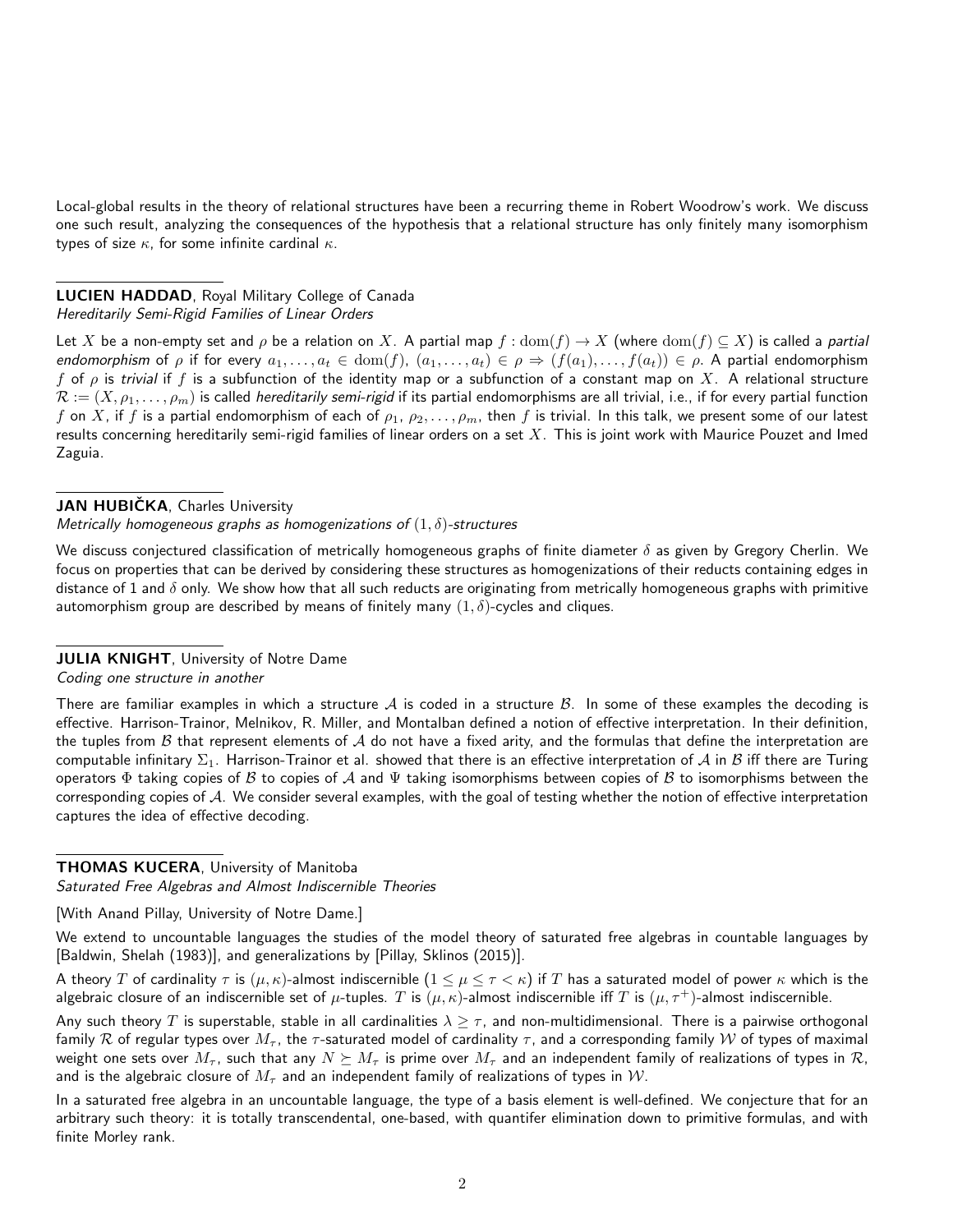Local-global results in the theory of relational structures have been a recurring theme in Robert Woodrow's work. We discuss one such result, analyzing the consequences of the hypothesis that a relational structure has only finitely many isomorphism types of size $\kappa$, for some infinite cardinal $\kappa$.

---

**LUCIEN HADDAD**, Royal Military College of Canada
*Hereditarily Semi-Rigid Families of Linear Orders*

Let $X$ be a non-empty set and $\rho$ be a relation on $X$. A partial map $f : \mathrm{dom}(f) \to X$ (where $\mathrm{dom}(f) \subseteq X$) is called a *partial endomorphism* of $\rho$ if for every $a_1, \ldots, a_t \in \mathrm{dom}(f)$, $(a_1, \ldots, a_t) \in \rho \Rightarrow (f(a_1), \ldots, f(a_t)) \in \rho$. A partial endomorphism $f$ of $\rho$ is *trivial* if $f$ is a subfunction of the identity map or a subfunction of a constant map on $X$. A relational structure $\mathcal{R} := (X, \rho_1, \ldots, \rho_m)$ is called *hereditarily semi-rigid* if its partial endomorphisms are all trivial, i.e., if for every partial function $f$ on $X$, if $f$ is a partial endomorphism of each of $\rho_1, \rho_2, \ldots, \rho_m$, then $f$ is trivial. In this talk, we present some of our latest results concerning hereditarily semi-rigid families of linear orders on a set $X$. This is joint work with Maurice Pouzet and Imed Zaguia.

---

**JAN HUBIČKA**, Charles University
*Metrically homogeneous graphs as homogenizations of $(1, \delta)$-structures*

We discuss conjectured classification of metrically homogeneous graphs of finite diameter $\delta$ as given by Gregory Cherlin. We focus on properties that can be derived by considering these structures as homogenizations of their reducts containing edges in distance of 1 and $\delta$ only. We show how that all such reducts are originating from metrically homogeneous graphs with primitive automorphism group are described by means of finitely many $(1, \delta)$-cycles and cliques.

---

**JULIA KNIGHT**, University of Notre Dame
*Coding one structure in another*

There are familiar examples in which a structure $\mathcal{A}$ is coded in a structure $\mathcal{B}$. In some of these examples the decoding is effective. Harrison-Trainor, Melnikov, R. Miller, and Montalban defined a notion of effective interpretation. In their definition, the tuples from $\mathcal{B}$ that represent elements of $\mathcal{A}$ do not have a fixed arity, and the formulas that define the interpretation are computable infinitary $\Sigma_1$. Harrison-Trainor et al. showed that there is an effective interpretation of $\mathcal{A}$ in $\mathcal{B}$ iff there are Turing operators $\Phi$ taking copies of $\mathcal{B}$ to copies of $\mathcal{A}$ and $\Psi$ taking isomorphisms between copies of $\mathcal{B}$ to isomorphisms between the corresponding copies of $\mathcal{A}$. We consider several examples, with the goal of testing whether the notion of effective interpretation captures the idea of effective decoding.

---

**THOMAS KUCERA**, University of Manitoba
*Saturated Free Algebras and Almost Indiscernible Theories*

[With Anand Pillay, University of Notre Dame.]

We extend to uncountable languages the studies of the model theory of saturated free algebras in countable languages by [Baldwin, Shelah (1983)], and generalizations by [Pillay, Sklinos (2015)].

A theory $T$ of cardinality $\tau$ is $(\mu, \kappa)$-almost indiscernible $(1 \leq \mu \leq \tau < \kappa)$ if $T$ has a saturated model of power $\kappa$ which is the algebraic closure of an indiscernible set of $\mu$-tuples. $T$ is $(\mu, \kappa)$-almost indiscernible iff $T$ is $(\mu, \tau^+)$-almost indiscernible.

Any such theory $T$ is superstable, stable in all cardinalities $\lambda \geq \tau$, and non-multidimensional. There is a pairwise orthogonal family $\mathcal{R}$ of regular types over $M_\tau$, the $\tau$-saturated model of cardinality $\tau$, and a corresponding family $\mathcal{W}$ of types of maximal weight one sets over $M_\tau$, such that any $N \succeq M_\tau$ is prime over $M_\tau$ and an independent family of realizations of types in $\mathcal{R}$, and is the algebraic closure of $M_\tau$ and an independent family of realizations of types in $\mathcal{W}$.

In a saturated free algebra in an uncountable language, the type of a basis element is well-defined. We conjecture that for an arbitrary such theory: it is totally transcendental, one-based, with quantifer elimination down to primitive formulas, and with finite Morley rank.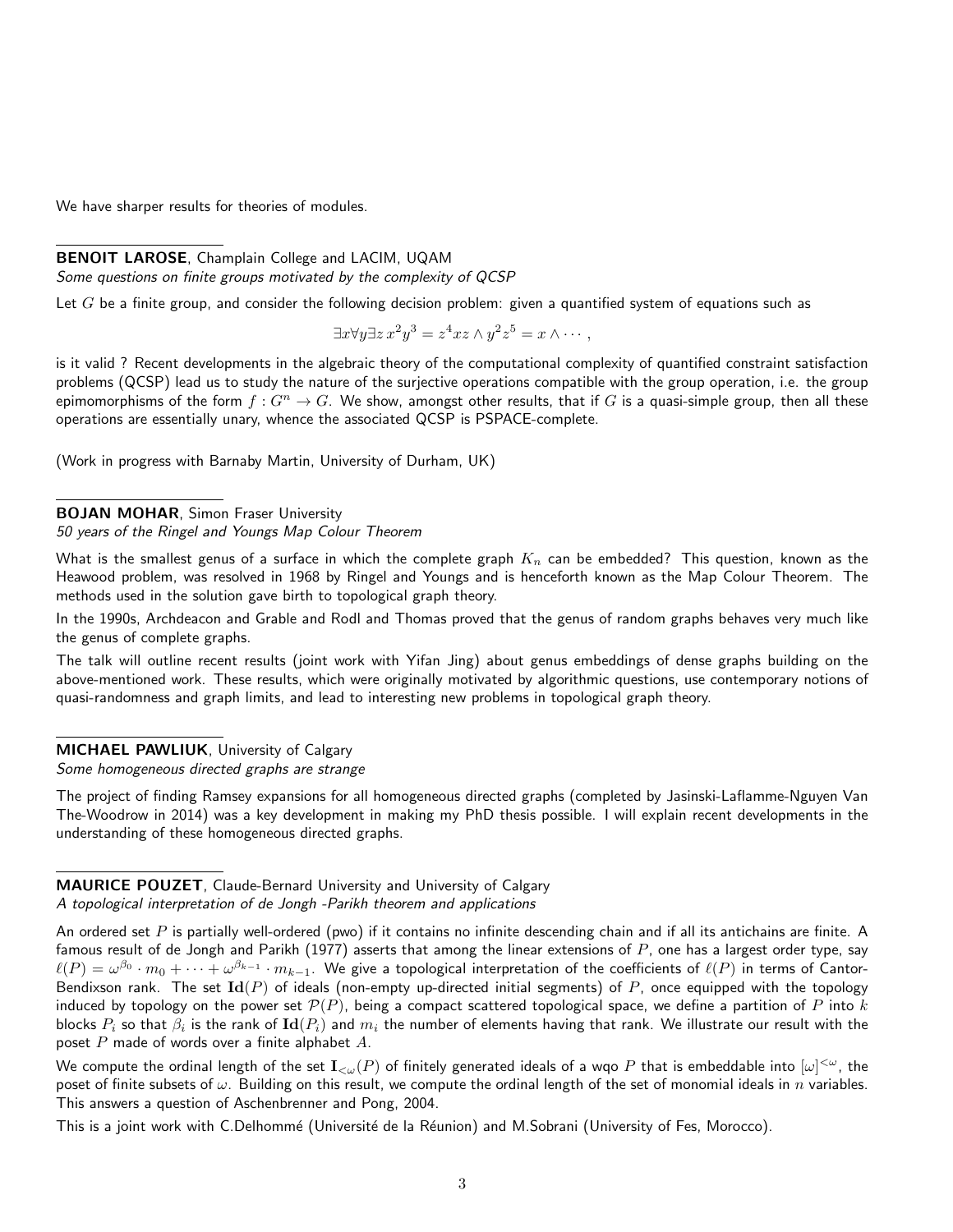We have sharper results for theories of modules.

---

**BENOIT LAROSE**, Champlain College and LACIM, UQAM
*Some questions on finite groups motivated by the complexity of QCSP*

Let $G$ be a finite group, and consider the following decision problem: given a quantified system of equations such as

$$\exists x \forall y \exists z \, x^2 y^3 = z^4 xz \wedge y^2 z^5 = x \wedge \cdots ,$$

is it valid ? Recent developments in the algebraic theory of the computational complexity of quantified constraint satisfaction problems (QCSP) lead us to study the nature of the surjective operations compatible with the group operation, i.e. the group epimomorphisms of the form $f : G^n \to G$. We show, amongst other results, that if $G$ is a quasi-simple group, then all these operations are essentially unary, whence the associated QCSP is PSPACE-complete.

(Work in progress with Barnaby Martin, University of Durham, UK)

---

**BOJAN MOHAR**, Simon Fraser University
*50 years of the Ringel and Youngs Map Colour Theorem*

What is the smallest genus of a surface in which the complete graph $K_n$ can be embedded? This question, known as the Heawood problem, was resolved in 1968 by Ringel and Youngs and is henceforth known as the Map Colour Theorem. The methods used in the solution gave birth to topological graph theory.

In the 1990s, Archdeacon and Grable and Rodl and Thomas proved that the genus of random graphs behaves very much like the genus of complete graphs.

The talk will outline recent results (joint work with Yifan Jing) about genus embeddings of dense graphs building on the above-mentioned work. These results, which were originally motivated by algorithmic questions, use contemporary notions of quasi-randomness and graph limits, and lead to interesting new problems in topological graph theory.

---

**MICHAEL PAWLIUK**, University of Calgary
*Some homogeneous directed graphs are strange*

The project of finding Ramsey expansions for all homogeneous directed graphs (completed by Jasinski-Laflamme-Nguyen Van The-Woodrow in 2014) was a key development in making my PhD thesis possible. I will explain recent developments in the understanding of these homogeneous directed graphs.

---

**MAURICE POUZET**, Claude-Bernard University and University of Calgary
*A topological interpretation of de Jongh -Parikh theorem and applications*

An ordered set $P$ is partially well-ordered (pwo) if it contains no infinite descending chain and if all its antichains are finite. A famous result of de Jongh and Parikh (1977) asserts that among the linear extensions of $P$, one has a largest order type, say $\ell(P) = \omega^{\beta_0} \cdot m_0 + \cdots + \omega^{\beta_{k-1}} \cdot m_{k-1}$. We give a topological interpretation of the coefficients of $\ell(P)$ in terms of Cantor-Bendixson rank. The set $\mathbf{Id}(P)$ of ideals (non-empty up-directed initial segments) of $P$, once equipped with the topology induced by topology on the power set $\mathcal{P}(P)$, being a compact scattered topological space, we define a partition of $P$ into $k$ blocks $P_i$ so that $\beta_i$ is the rank of $\mathbf{Id}(P_i)$ and $m_i$ the number of elements having that rank. We illustrate our result with the poset $P$ made of words over a finite alphabet $A$.

We compute the ordinal length of the set $\mathbf{I}_{<\omega}(P)$ of finitely generated ideals of a wqo $P$ that is embeddable into $[\omega]^{<\omega}$, the poset of finite subsets of $\omega$. Building on this result, we compute the ordinal length of the set of monomial ideals in $n$ variables. This answers a question of Aschenbrenner and Pong, 2004.

This is a joint work with C.Delhommé (Université de la Réunion) and M.Sobrani (University of Fes, Morocco).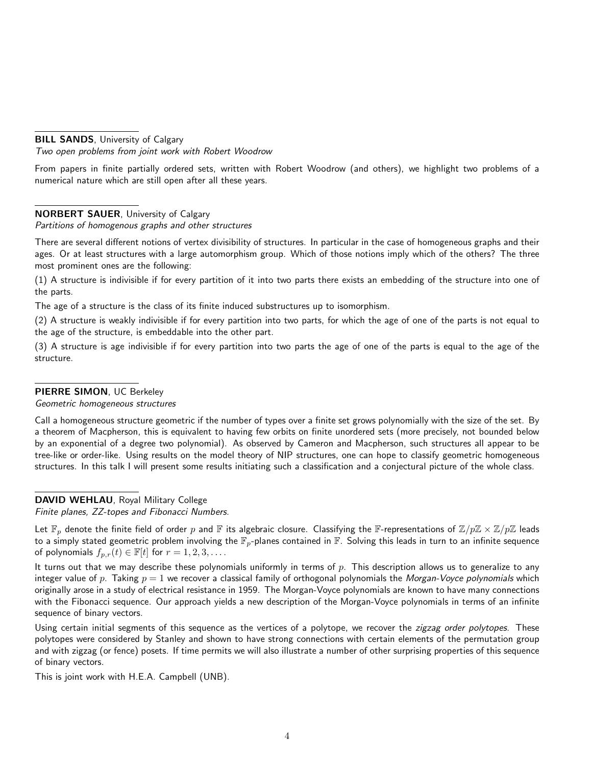**BILL SANDS**, University of Calgary
*Two open problems from joint work with Robert Woodrow*

From papers in finite partially ordered sets, written with Robert Woodrow (and others), we highlight two problems of a numerical nature which are still open after all these years.

**NORBERT SAUER**, University of Calgary
*Partitions of homogenous graphs and other structures*

There are several different notions of vertex divisibility of structures. In particular in the case of homogeneous graphs and their ages. Or at least structures with a large automorphism group. Which of those notions imply which of the others? The three most prominent ones are the following:

(1) A structure is indivisible if for every partition of it into two parts there exists an embedding of the structure into one of the parts.

The age of a structure is the class of its finite induced substructures up to isomorphism.

(2) A structure is weakly indivisible if for every partition into two parts, for which the age of one of the parts is not equal to the age of the structure, is embeddable into the other part.

(3) A structure is age indivisible if for every partition into two parts the age of one of the parts is equal to the age of the structure.

**PIERRE SIMON**, UC Berkeley
*Geometric homogeneous structures*

Call a homogeneous structure geometric if the number of types over a finite set grows polynomially with the size of the set. By a theorem of Macpherson, this is equivalent to having few orbits on finite unordered sets (more precisely, not bounded below by an exponential of a degree two polynomial). As observed by Cameron and Macpherson, such structures all appear to be tree-like or order-like. Using results on the model theory of NIP structures, one can hope to classify geometric homogeneous structures. In this talk I will present some results initiating such a classification and a conjectural picture of the whole class.

**DAVID WEHLAU**, Royal Military College
*Finite planes, ZZ-topes and Fibonacci Numbers.*

Let $\mathbb{F}_p$ denote the finite field of order $p$ and $\mathbb{F}$ its algebraic closure. Classifying the $\mathbb{F}$-representations of $\mathbb{Z}/p\mathbb{Z} \times \mathbb{Z}/p\mathbb{Z}$ leads to a simply stated geometric problem involving the $\mathbb{F}_p$-planes contained in $\mathbb{F}$. Solving this leads in turn to an infinite sequence of polynomials $f_{p,r}(t) \in \mathbb{F}[t]$ for $r = 1, 2, 3, \ldots$.

It turns out that we may describe these polynomials uniformly in terms of $p$. This description allows us to generalize to any integer value of $p$. Taking $p = 1$ we recover a classical family of orthogonal polynomials the *Morgan-Voyce polynomials* which originally arose in a study of electrical resistance in 1959. The Morgan-Voyce polynomials are known to have many connections with the Fibonacci sequence. Our approach yields a new description of the Morgan-Voyce polynomials in terms of an infinite sequence of binary vectors.

Using certain initial segments of this sequence as the vertices of a polytope, we recover the *zigzag order polytopes.* These polytopes were considered by Stanley and shown to have strong connections with certain elements of the permutation group and with zigzag (or fence) posets. If time permits we will also illustrate a number of other surprising properties of this sequence of binary vectors.

This is joint work with H.E.A. Campbell (UNB).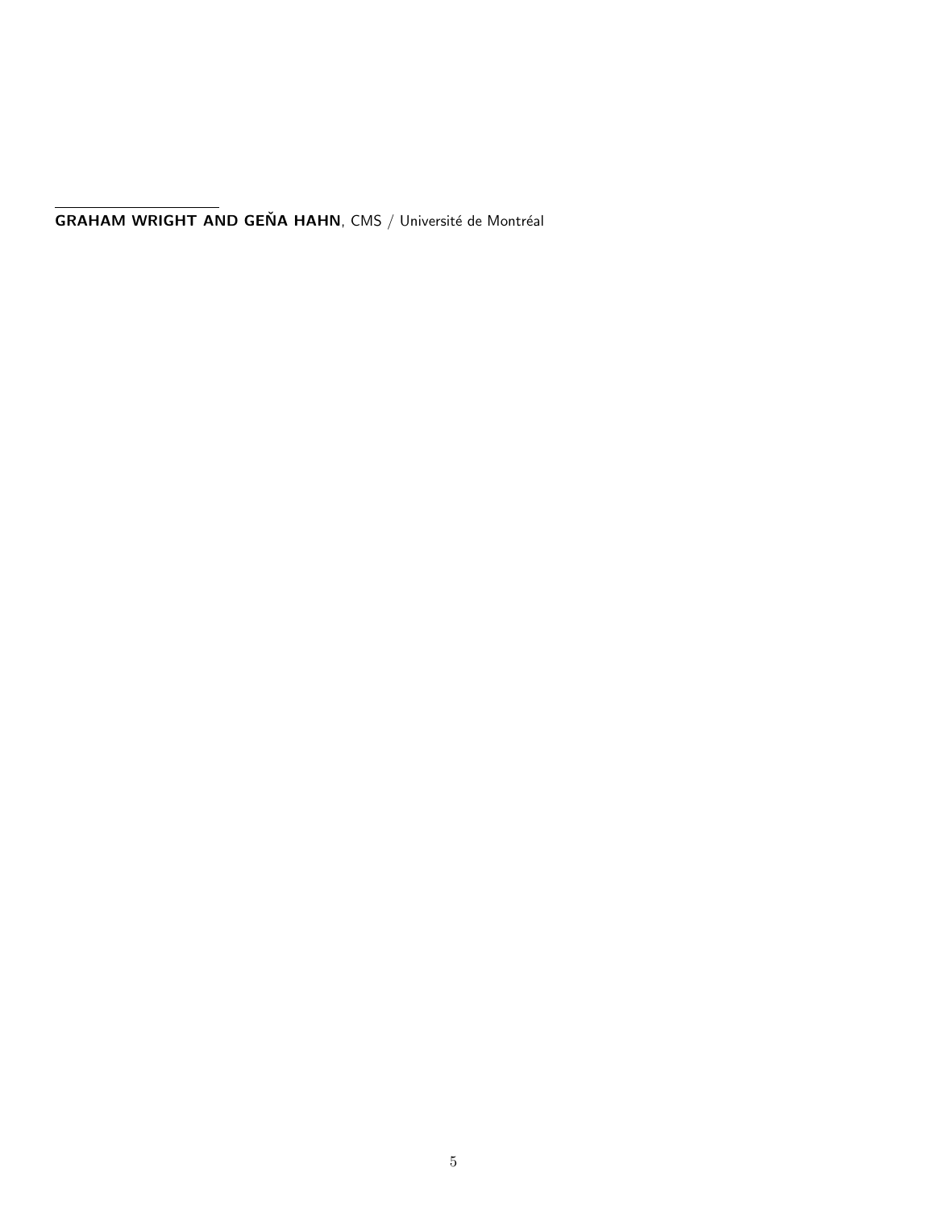**GRAHAM WRIGHT AND GEŇA HAHN**, CMS / Université de Montréal